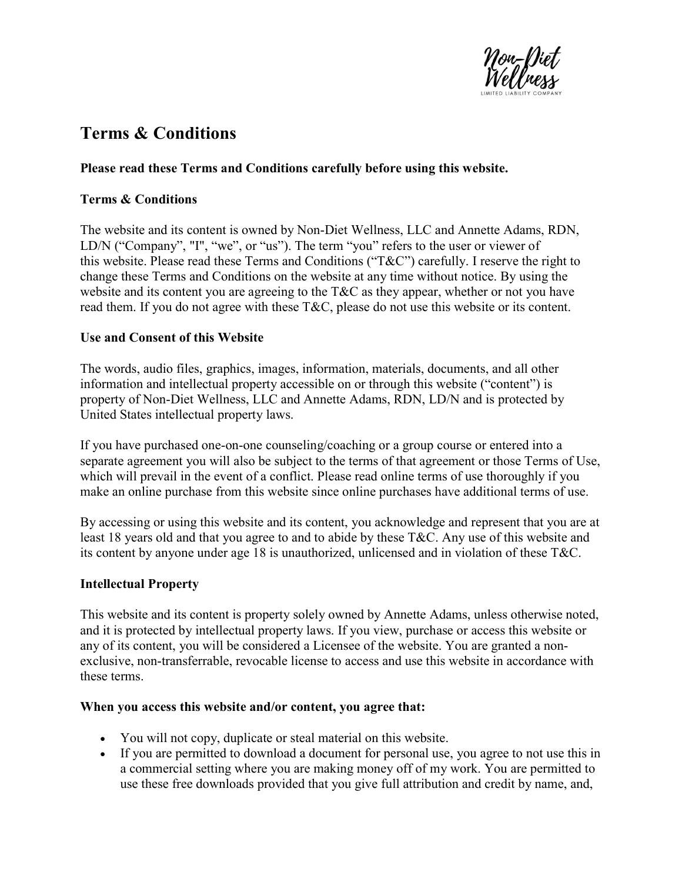# Terms & Conditions

**Please read these Terms and Conditions carefully before using this website.**

**Terms & Conditions**

The website and its content is owned by Non-Diet Wellness, LLC and Annette Adams, RDN, LD/N ("Company", "I", "we", or "us"). The term "you" refers to the user or viewer of this website. Please read these Terms and Conditions ("T&C") carefully. I reserve the right to change these Terms and Conditions on the website at any time without notice. By using the website and its content you are agreeing to the T&C as they appear, whether or not you have read them. If you do not agree with these T&C, please do not use this website or its content.

**Use and Consent of this Website**

The words, audio files, graphics, images, information, materials, documents, and all other information and intellectual property accessible on or through this website ("content") is property of Non-Diet Wellness, LLC and Annette Adams, RDN, LD/N and is protected by United States intellectual property laws.

If you have purchased one-on-one counseling/coaching or a group course or entered into a separate agreement you will also be subject to the terms of that agreement or those Terms of Use, which will prevail in the event of a conflict. Please read online terms of use thoroughly if you make an online purchase from this website since online purchases have additional terms of use.

By accessing or using this website and its content, you acknowledge and represent that you are at least 18 years old and that you agree to and to abide by these T&C. Any use of this website and its content by anyone under age 18 is unauthorized, unlicensed and in violation of these T&C.

**Intellectual Property**

This website and its content is property solely owned by Annette Adams, unless otherwise noted, and it is protected by intellectual property laws. If you view, purchase or access this website or any of its content, you will be considered a Licensee of the website. You are granted a non-exclusive, non-transferrable, revocable license to access and use this website in accordance with these terms.

**When you access this website and/or content, you agree that:**

- You will not copy, duplicate or steal material on this website.
- If you are permitted to download a document for personal use, you agree to not use this in a commercial setting where you are making money off of my work. You are permitted to use these free downloads provided that you give full attribution and credit by name, and,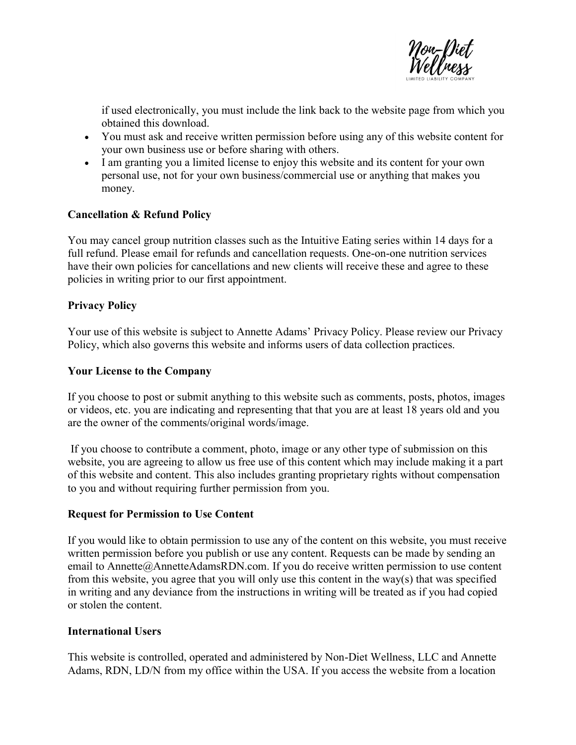if used electronically, you must include the link back to the website page from which you obtained this download.

- You must ask and receive written permission before using any of this website content for your own business use or before sharing with others.
- I am granting you a limited license to enjoy this website and its content for your own personal use, not for your own business/commercial use or anything that makes you money.

**Cancellation & Refund Policy**

You may cancel group nutrition classes such as the Intuitive Eating series within 14 days for a full refund. Please email for refunds and cancellation requests. One-on-one nutrition services have their own policies for cancellations and new clients will receive these and agree to these policies in writing prior to our first appointment.

**Privacy Policy**

Your use of this website is subject to Annette Adams' Privacy Policy. Please review our Privacy Policy, which also governs this website and informs users of data collection practices.

**Your License to the Company**

If you choose to post or submit anything to this website such as comments, posts, photos, images or videos, etc. you are indicating and representing that that you are at least 18 years old and you are the owner of the comments/original words/image.

If you choose to contribute a comment, photo, image or any other type of submission on this website, you are agreeing to allow us free use of this content which may include making it a part of this website and content. This also includes granting proprietary rights without compensation to you and without requiring further permission from you.

**Request for Permission to Use Content**

If you would like to obtain permission to use any of the content on this website, you must receive written permission before you publish or use any content. Requests can be made by sending an email to Annette@AnnetteAdamsRDN.com. If you do receive written permission to use content from this website, you agree that you will only use this content in the way(s) that was specified in writing and any deviance from the instructions in writing will be treated as if you had copied or stolen the content.

**International Users**

This website is controlled, operated and administered by Non-Diet Wellness, LLC and Annette Adams, RDN, LD/N from my office within the USA. If you access the website from a location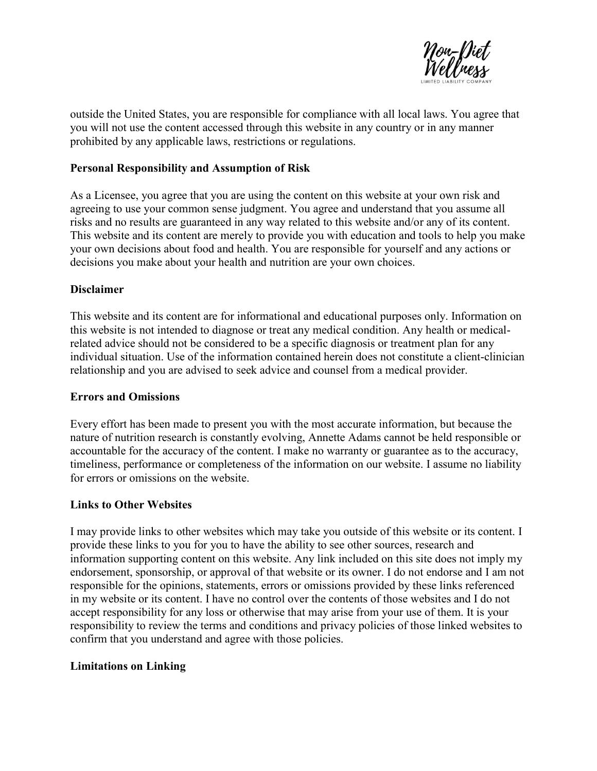outside the United States, you are responsible for compliance with all local laws. You agree that you will not use the content accessed through this website in any country or in any manner prohibited by any applicable laws, restrictions or regulations.

**Personal Responsibility and Assumption of Risk**

As a Licensee, you agree that you are using the content on this website at your own risk and agreeing to use your common sense judgment. You agree and understand that you assume all risks and no results are guaranteed in any way related to this website and/or any of its content. This website and its content are merely to provide you with education and tools to help you make your own decisions about food and health. You are responsible for yourself and any actions or decisions you make about your health and nutrition are your own choices.

**Disclaimer**

This website and its content are for informational and educational purposes only. Information on this website is not intended to diagnose or treat any medical condition. Any health or medical-related advice should not be considered to be a specific diagnosis or treatment plan for any individual situation. Use of the information contained herein does not constitute a client-clinician relationship and you are advised to seek advice and counsel from a medical provider.

**Errors and Omissions**

Every effort has been made to present you with the most accurate information, but because the nature of nutrition research is constantly evolving, Annette Adams cannot be held responsible or accountable for the accuracy of the content. I make no warranty or guarantee as to the accuracy, timeliness, performance or completeness of the information on our website. I assume no liability for errors or omissions on the website.

**Links to Other Websites**

I may provide links to other websites which may take you outside of this website or its content. I provide these links to you for you to have the ability to see other sources, research and information supporting content on this website. Any link included on this site does not imply my endorsement, sponsorship, or approval of that website or its owner. I do not endorse and I am not responsible for the opinions, statements, errors or omissions provided by these links referenced in my website or its content. I have no control over the contents of those websites and I do not accept responsibility for any loss or otherwise that may arise from your use of them. It is your responsibility to review the terms and conditions and privacy policies of those linked websites to confirm that you understand and agree with those policies.

**Limitations on Linking**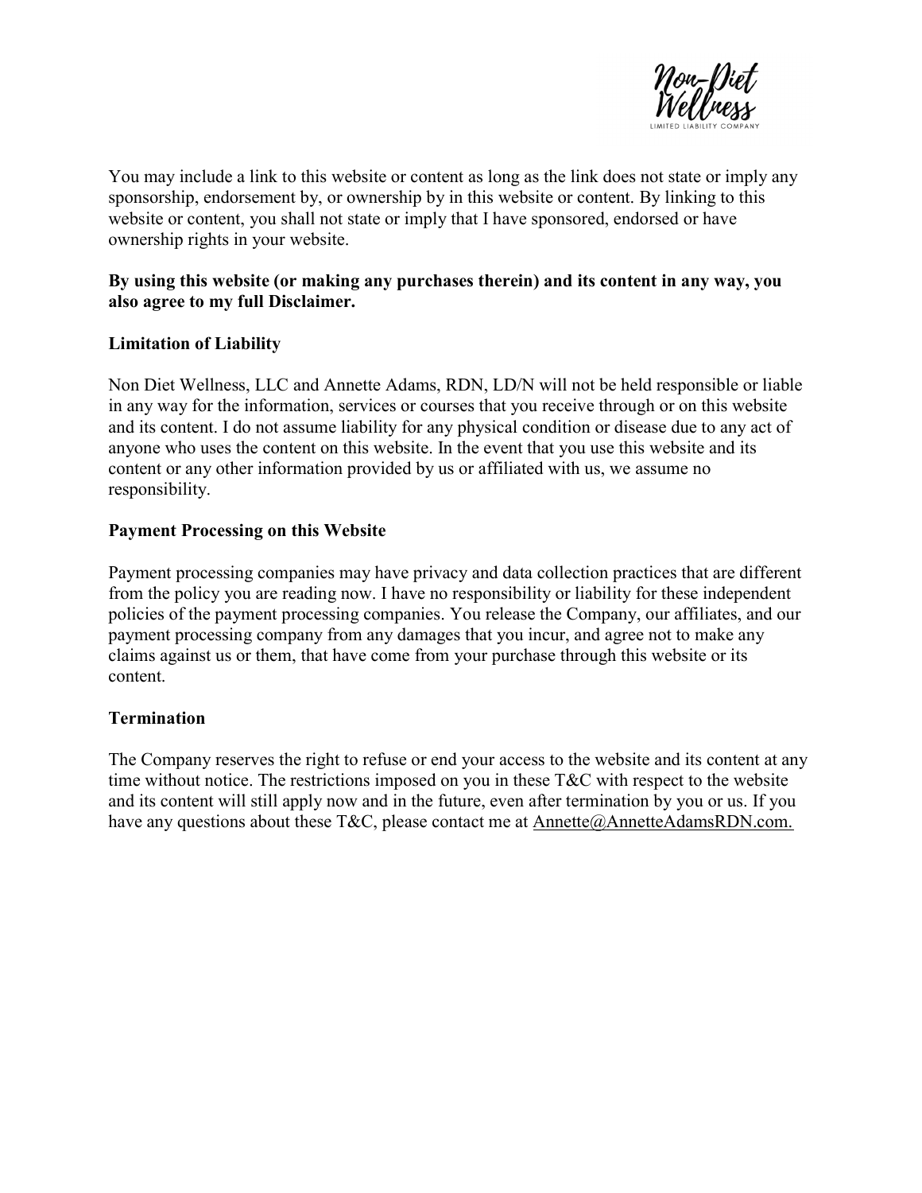You may include a link to this website or content as long as the link does not state or imply any sponsorship, endorsement by, or ownership by in this website or content. By linking to this website or content, you shall not state or imply that I have sponsored, endorsed or have ownership rights in your website.

**By using this website (or making any purchases therein) and its content in any way, you also agree to my full Disclaimer.**

**Limitation of Liability**

Non Diet Wellness, LLC and Annette Adams, RDN, LD/N will not be held responsible or liable in any way for the information, services or courses that you receive through or on this website and its content. I do not assume liability for any physical condition or disease due to any act of anyone who uses the content on this website. In the event that you use this website and its content or any other information provided by us or affiliated with us, we assume no responsibility.

**Payment Processing on this Website**

Payment processing companies may have privacy and data collection practices that are different from the policy you are reading now. I have no responsibility or liability for these independent policies of the payment processing companies. You release the Company, our affiliates, and our payment processing company from any damages that you incur, and agree not to make any claims against us or them, that have come from your purchase through this website or its content.

**Termination**

The Company reserves the right to refuse or end your access to the website and its content at any time without notice. The restrictions imposed on you in these T&C with respect to the website and its content will still apply now and in the future, even after termination by you or us. If you have any questions about these T&C, please contact me at Annette@AnnetteAdamsRDN.com.